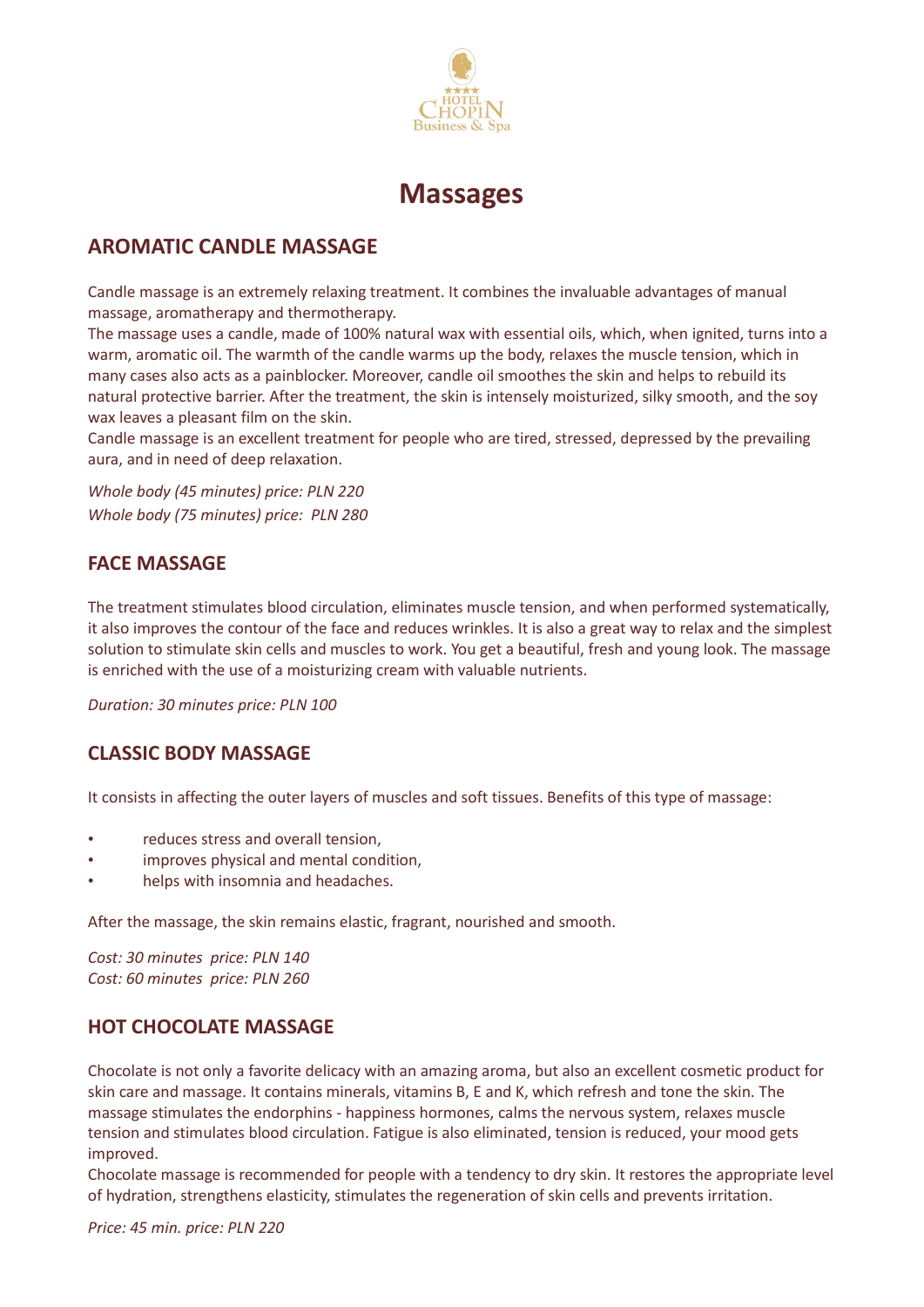# Massages

## AROMATIC CANDLE MASSAGE

Candle massage is an extremely relaxing treatment. It combines the invaluable advantages of manual massage, aromatherapy and thermotherapy.
The massage uses a candle, made of 100% natural wax with essential oils, which, when ignited, turns into a warm, aromatic oil. The warmth of the candle warms up the body, relaxes the muscle tension, which in many cases also acts as a painblocker. Moreover, candle oil smoothes the skin and helps to rebuild its natural protective barrier. After the treatment, the skin is intensely moisturized, silky smooth, and the soy wax leaves a pleasant film on the skin.
Candle massage is an excellent treatment for people who are tired, stressed, depressed by the prevailing aura, and in need of deep relaxation.

*Whole body (45 minutes) price: PLN 220*
*Whole body (75 minutes) price: PLN 280*

## FACE MASSAGE

The treatment stimulates blood circulation, eliminates muscle tension, and when performed systematically, it also improves the contour of the face and reduces wrinkles. It is also a great way to relax and the simplest solution to stimulate skin cells and muscles to work. You get a beautiful, fresh and young look. The massage is enriched with the use of a moisturizing cream with valuable nutrients.

*Duration: 30 minutes price: PLN 100*

## CLASSIC BODY MASSAGE

It consists in affecting the outer layers of muscles and soft tissues. Benefits of this type of massage:

- reduces stress and overall tension,
- improves physical and mental condition,
- helps with insomnia and headaches.

After the massage, the skin remains elastic, fragrant, nourished and smooth.

*Cost: 30 minutes price: PLN 140*
*Cost: 60 minutes price: PLN 260*

## HOT CHOCOLATE MASSAGE

Chocolate is not only a favorite delicacy with an amazing aroma, but also an excellent cosmetic product for skin care and massage. It contains minerals, vitamins B, E and K, which refresh and tone the skin. The massage stimulates the endorphins - happiness hormones, calms the nervous system, relaxes muscle tension and stimulates blood circulation. Fatigue is also eliminated, tension is reduced, your mood gets improved.
Chocolate massage is recommended for people with a tendency to dry skin. It restores the appropriate level of hydration, strengthens elasticity, stimulates the regeneration of skin cells and prevents irritation.

*Price: 45 min. price: PLN 220*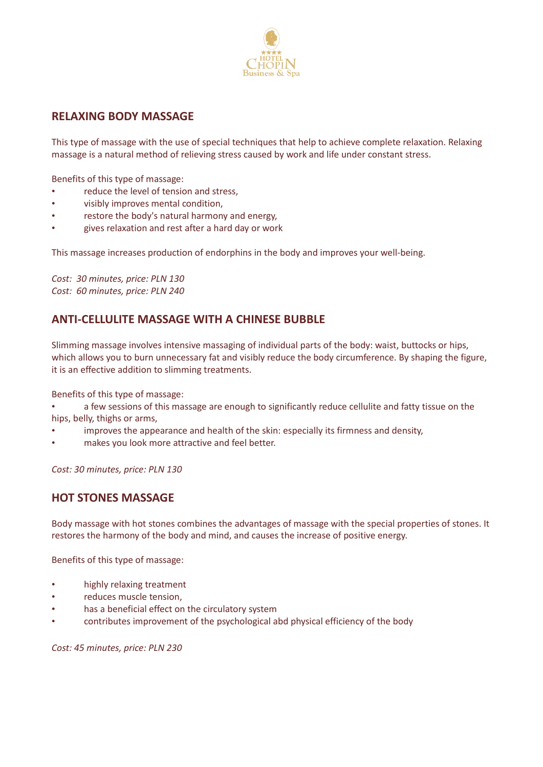## RELAXING BODY MASSAGE

This type of massage with the use of special techniques that help to achieve complete relaxation. Relaxing massage is a natural method of relieving stress caused by work and life under constant stress.

Benefits of this type of massage:

- reduce the level of tension and stress,
- visibly improves mental condition,
- restore the body's natural harmony and energy,
- gives relaxation and rest after a hard day or work

This massage increases production of endorphins in the body and improves your well-being.

*Cost: 30 minutes, price: PLN 130*
*Cost: 60 minutes, price: PLN 240*

## ANTI-CELLULITE MASSAGE WITH A CHINESE BUBBLE

Slimming massage involves intensive massaging of individual parts of the body: waist, buttocks or hips, which allows you to burn unnecessary fat and visibly reduce the body circumference. By shaping the figure, it is an effective addition to slimming treatments.

Benefits of this type of massage:

- a few sessions of this massage are enough to significantly reduce cellulite and fatty tissue on the hips, belly, thighs or arms,
- improves the appearance and health of the skin: especially its firmness and density,
- makes you look more attractive and feel better.

*Cost: 30 minutes, price: PLN 130*

## HOT STONES MASSAGE

Body massage with hot stones combines the advantages of massage with the special properties of stones. It restores the harmony of the body and mind, and causes the increase of positive energy.

Benefits of this type of massage:

- highly relaxing treatment
- reduces muscle tension,
- has a beneficial effect on the circulatory system
- contributes improvement of the psychological abd physical efficiency of the body

*Cost: 45 minutes, price: PLN 230*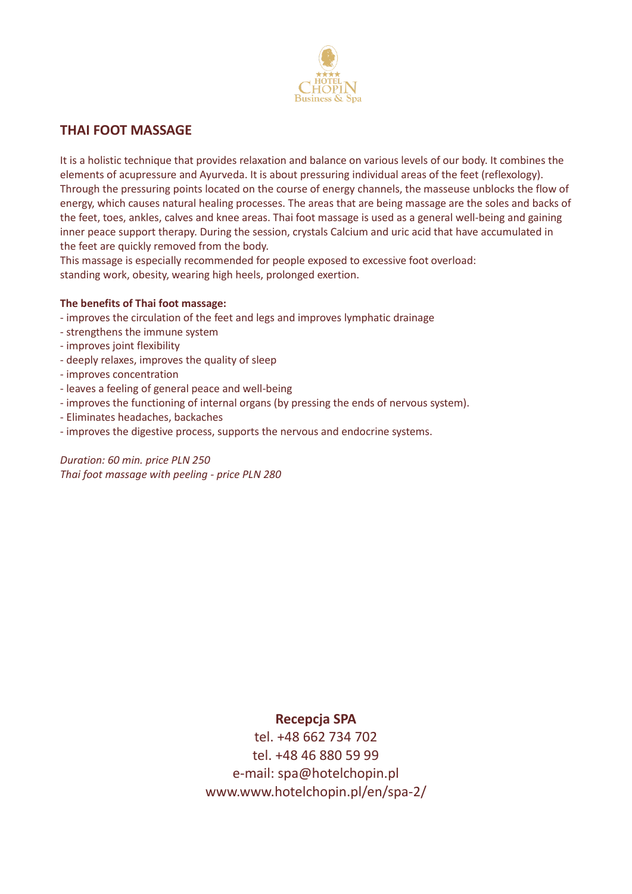## THAI FOOT MASSAGE

It is a holistic technique that provides relaxation and balance on various levels of our body. It combines the elements of acupressure and Ayurveda. It is about pressuring individual areas of the feet (reflexology). Through the pressuring points located on the course of energy channels, the masseuse unblocks the flow of energy, which causes natural healing processes. The areas that are being massage are the soles and backs of the feet, toes, ankles, calves and knee areas. Thai foot massage is used as a general well-being and gaining inner peace support therapy. During the session, crystals Calcium and uric acid that have accumulated in the feet are quickly removed from the body.
This massage is especially recommended for people exposed to excessive foot overload:
standing work, obesity, wearing high heels, prolonged exertion.

**The benefits of Thai foot massage:**

- improves the circulation of the feet and legs and improves lymphatic drainage
- strengthens the immune system
- improves joint flexibility
- deeply relaxes, improves the quality of sleep
- improves concentration
- leaves a feeling of general peace and well-being
- improves the functioning of internal organs (by pressing the ends of nervous system).
- Eliminates headaches, backaches
- improves the digestive process, supports the nervous and endocrine systems.

*Duration: 60 min. price PLN 250*
*Thai foot massage with peeling - price PLN 280*

**Recepcja SPA**
tel. +48 662 734 702
tel. +48 46 880 59 99
e-mail: spa@hotelchopin.pl
www.www.hotelchopin.pl/en/spa-2/